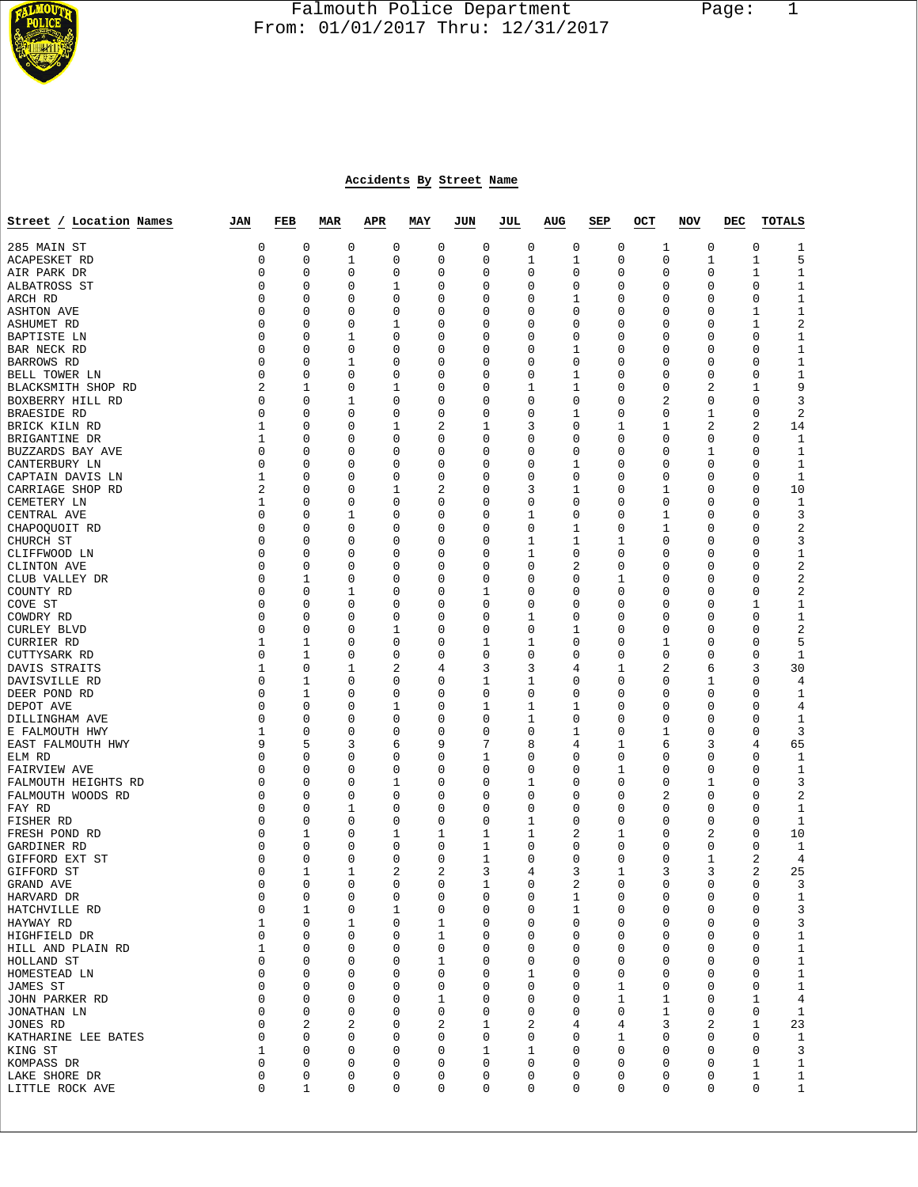# Falmouth Police Department

From: 01/01/2017 Thru: 12/31/2017

## Accidents By Street Name

| Street / Location Names | JAN | FEB | MAR | APR | MAY | JUN | JUL | AUG | SEP | OCT | NOV | DEC | TOTALS |
|---|---|---|---|---|---|---|---|---|---|---|---|---|---|
| 285 MAIN ST | 0 | 0 | 0 | 0 | 0 | 0 | 0 | 0 | 0 | 1 | 0 | 0 | 1 |
| ACAPESKET RD | 0 | 0 | 1 | 0 | 0 | 0 | 1 | 1 | 0 | 0 | 1 | 1 | 5 |
| AIR PARK DR | 0 | 0 | 0 | 0 | 0 | 0 | 0 | 0 | 0 | 0 | 0 | 1 | 1 |
| ALBATROSS ST | 0 | 0 | 0 | 1 | 0 | 0 | 0 | 0 | 0 | 0 | 0 | 0 | 1 |
| ARCH RD | 0 | 0 | 0 | 0 | 0 | 0 | 0 | 1 | 0 | 0 | 0 | 0 | 1 |
| ASHTON AVE | 0 | 0 | 0 | 0 | 0 | 0 | 0 | 0 | 0 | 0 | 0 | 1 | 1 |
| ASHUMET RD | 0 | 0 | 0 | 1 | 0 | 0 | 0 | 0 | 0 | 0 | 0 | 1 | 2 |
| BAPTISTE LN | 0 | 0 | 1 | 0 | 0 | 0 | 0 | 0 | 0 | 0 | 0 | 0 | 1 |
| BAR NECK RD | 0 | 0 | 0 | 0 | 0 | 0 | 0 | 1 | 0 | 0 | 0 | 0 | 1 |
| BARROWS RD | 0 | 0 | 1 | 0 | 0 | 0 | 0 | 0 | 0 | 0 | 0 | 0 | 1 |
| BELL TOWER LN | 0 | 0 | 0 | 0 | 0 | 0 | 0 | 1 | 0 | 0 | 0 | 0 | 1 |
| BLACKSMITH SHOP RD | 2 | 1 | 0 | 1 | 0 | 0 | 1 | 1 | 0 | 0 | 2 | 1 | 9 |
| BOXBERRY HILL RD | 0 | 0 | 1 | 0 | 0 | 0 | 0 | 0 | 0 | 2 | 0 | 0 | 3 |
| BRAESIDE RD | 0 | 0 | 0 | 0 | 0 | 0 | 0 | 1 | 0 | 0 | 1 | 0 | 2 |
| BRICK KILN RD | 1 | 0 | 0 | 1 | 2 | 1 | 3 | 0 | 1 | 1 | 2 | 2 | 14 |
| BRIGANTINE DR | 1 | 0 | 0 | 0 | 0 | 0 | 0 | 0 | 0 | 0 | 0 | 0 | 1 |
| BUZZARDS BAY AVE | 0 | 0 | 0 | 0 | 0 | 0 | 0 | 0 | 0 | 0 | 1 | 0 | 1 |
| CANTERBURY LN | 0 | 0 | 0 | 0 | 0 | 0 | 0 | 1 | 0 | 0 | 0 | 0 | 1 |
| CAPTAIN DAVIS LN | 1 | 0 | 0 | 0 | 0 | 0 | 0 | 0 | 0 | 0 | 0 | 0 | 1 |
| CARRIAGE SHOP RD | 2 | 0 | 0 | 1 | 2 | 0 | 3 | 1 | 0 | 1 | 0 | 0 | 10 |
| CEMETERY LN | 1 | 0 | 0 | 0 | 0 | 0 | 0 | 0 | 0 | 0 | 0 | 0 | 1 |
| CENTRAL AVE | 0 | 0 | 1 | 0 | 0 | 0 | 1 | 0 | 0 | 1 | 0 | 0 | 3 |
| CHAPOQUOIT RD | 0 | 0 | 0 | 0 | 0 | 0 | 0 | 1 | 0 | 1 | 0 | 0 | 2 |
| CHURCH ST | 0 | 0 | 0 | 0 | 0 | 0 | 1 | 1 | 1 | 0 | 0 | 0 | 3 |
| CLIFFWOOD LN | 0 | 0 | 0 | 0 | 0 | 0 | 1 | 0 | 0 | 0 | 0 | 0 | 1 |
| CLINTON AVE | 0 | 0 | 0 | 0 | 0 | 0 | 0 | 2 | 0 | 0 | 0 | 0 | 2 |
| CLUB VALLEY DR | 0 | 1 | 0 | 0 | 0 | 0 | 0 | 0 | 1 | 0 | 0 | 0 | 2 |
| COUNTY RD | 0 | 0 | 1 | 0 | 0 | 1 | 0 | 0 | 0 | 0 | 0 | 0 | 2 |
| COVE ST | 0 | 0 | 0 | 0 | 0 | 0 | 0 | 0 | 0 | 0 | 0 | 1 | 1 |
| COWDRY RD | 0 | 0 | 0 | 0 | 0 | 0 | 1 | 0 | 0 | 0 | 0 | 0 | 1 |
| CURLEY BLVD | 0 | 0 | 0 | 1 | 0 | 0 | 0 | 1 | 0 | 0 | 0 | 0 | 2 |
| CURRIER RD | 1 | 1 | 0 | 0 | 0 | 1 | 1 | 0 | 0 | 1 | 0 | 0 | 5 |
| CUTTYSARK RD | 0 | 1 | 0 | 0 | 0 | 0 | 0 | 0 | 0 | 0 | 0 | 0 | 1 |
| DAVIS STRAITS | 1 | 0 | 1 | 2 | 4 | 3 | 3 | 4 | 1 | 2 | 6 | 3 | 30 |
| DAVISVILLE RD | 0 | 1 | 0 | 0 | 0 | 1 | 1 | 0 | 0 | 0 | 1 | 0 | 4 |
| DEER POND RD | 0 | 1 | 0 | 0 | 0 | 0 | 0 | 0 | 0 | 0 | 0 | 0 | 1 |
| DEPOT AVE | 0 | 0 | 0 | 1 | 0 | 1 | 1 | 1 | 0 | 0 | 0 | 0 | 4 |
| DILLINGHAM AVE | 0 | 0 | 0 | 0 | 0 | 0 | 1 | 0 | 0 | 0 | 0 | 0 | 1 |
| E FALMOUTH HWY | 1 | 0 | 0 | 0 | 0 | 0 | 0 | 1 | 0 | 1 | 0 | 0 | 3 |
| EAST FALMOUTH HWY | 9 | 5 | 3 | 6 | 9 | 7 | 8 | 4 | 1 | 6 | 3 | 4 | 65 |
| ELM RD | 0 | 0 | 0 | 0 | 0 | 1 | 0 | 0 | 0 | 0 | 0 | 0 | 1 |
| FAIRVIEW AVE | 0 | 0 | 0 | 0 | 0 | 0 | 0 | 0 | 1 | 0 | 0 | 0 | 1 |
| FALMOUTH HEIGHTS RD | 0 | 0 | 0 | 1 | 0 | 0 | 1 | 0 | 0 | 0 | 1 | 0 | 3 |
| FALMOUTH WOODS RD | 0 | 0 | 0 | 0 | 0 | 0 | 0 | 0 | 0 | 2 | 0 | 0 | 2 |
| FAY RD | 0 | 0 | 1 | 0 | 0 | 0 | 0 | 0 | 0 | 0 | 0 | 0 | 1 |
| FISHER RD | 0 | 0 | 0 | 0 | 0 | 0 | 1 | 0 | 0 | 0 | 0 | 0 | 1 |
| FRESH POND RD | 0 | 1 | 0 | 1 | 1 | 1 | 1 | 2 | 1 | 0 | 2 | 0 | 10 |
| GARDINER RD | 0 | 0 | 0 | 0 | 0 | 1 | 0 | 0 | 0 | 0 | 0 | 0 | 1 |
| GIFFORD EXT ST | 0 | 0 | 0 | 0 | 0 | 1 | 0 | 0 | 0 | 0 | 1 | 2 | 4 |
| GIFFORD ST | 0 | 1 | 1 | 2 | 2 | 3 | 4 | 3 | 1 | 3 | 3 | 2 | 25 |
| GRAND AVE | 0 | 0 | 0 | 0 | 0 | 1 | 0 | 2 | 0 | 0 | 0 | 0 | 3 |
| HARVARD DR | 0 | 0 | 0 | 0 | 0 | 0 | 0 | 1 | 0 | 0 | 0 | 0 | 1 |
| HATCHVILLE RD | 0 | 1 | 0 | 1 | 0 | 0 | 0 | 1 | 0 | 0 | 0 | 0 | 3 |
| HAYWAY RD | 1 | 0 | 1 | 0 | 1 | 0 | 0 | 0 | 0 | 0 | 0 | 0 | 3 |
| HIGHFIELD DR | 0 | 0 | 0 | 0 | 1 | 0 | 0 | 0 | 0 | 0 | 0 | 0 | 1 |
| HILL AND PLAIN RD | 1 | 0 | 0 | 0 | 0 | 0 | 0 | 0 | 0 | 0 | 0 | 0 | 1 |
| HOLLAND ST | 0 | 0 | 0 | 0 | 1 | 0 | 0 | 0 | 0 | 0 | 0 | 0 | 1 |
| HOMESTEAD LN | 0 | 0 | 0 | 0 | 0 | 0 | 1 | 0 | 0 | 0 | 0 | 0 | 1 |
| JAMES ST | 0 | 0 | 0 | 0 | 0 | 0 | 0 | 0 | 1 | 0 | 0 | 0 | 1 |
| JOHN PARKER RD | 0 | 0 | 0 | 0 | 1 | 0 | 0 | 0 | 1 | 1 | 0 | 1 | 4 |
| JONATHAN LN | 0 | 0 | 0 | 0 | 0 | 0 | 0 | 0 | 0 | 1 | 0 | 0 | 1 |
| JONES RD | 0 | 2 | 2 | 0 | 2 | 1 | 2 | 4 | 4 | 3 | 2 | 1 | 23 |
| KATHARINE LEE BATES | 0 | 0 | 0 | 0 | 0 | 0 | 0 | 0 | 1 | 0 | 0 | 0 | 1 |
| KING ST | 1 | 0 | 0 | 0 | 0 | 1 | 1 | 0 | 0 | 0 | 0 | 0 | 3 |
| KOMPASS DR | 0 | 0 | 0 | 0 | 0 | 0 | 0 | 0 | 0 | 0 | 0 | 1 | 1 |
| LAKE SHORE DR | 0 | 0 | 0 | 0 | 0 | 0 | 0 | 0 | 0 | 0 | 0 | 1 | 1 |
| LITTLE ROCK AVE | 0 | 1 | 0 | 0 | 0 | 0 | 0 | 0 | 0 | 0 | 0 | 0 | 1 |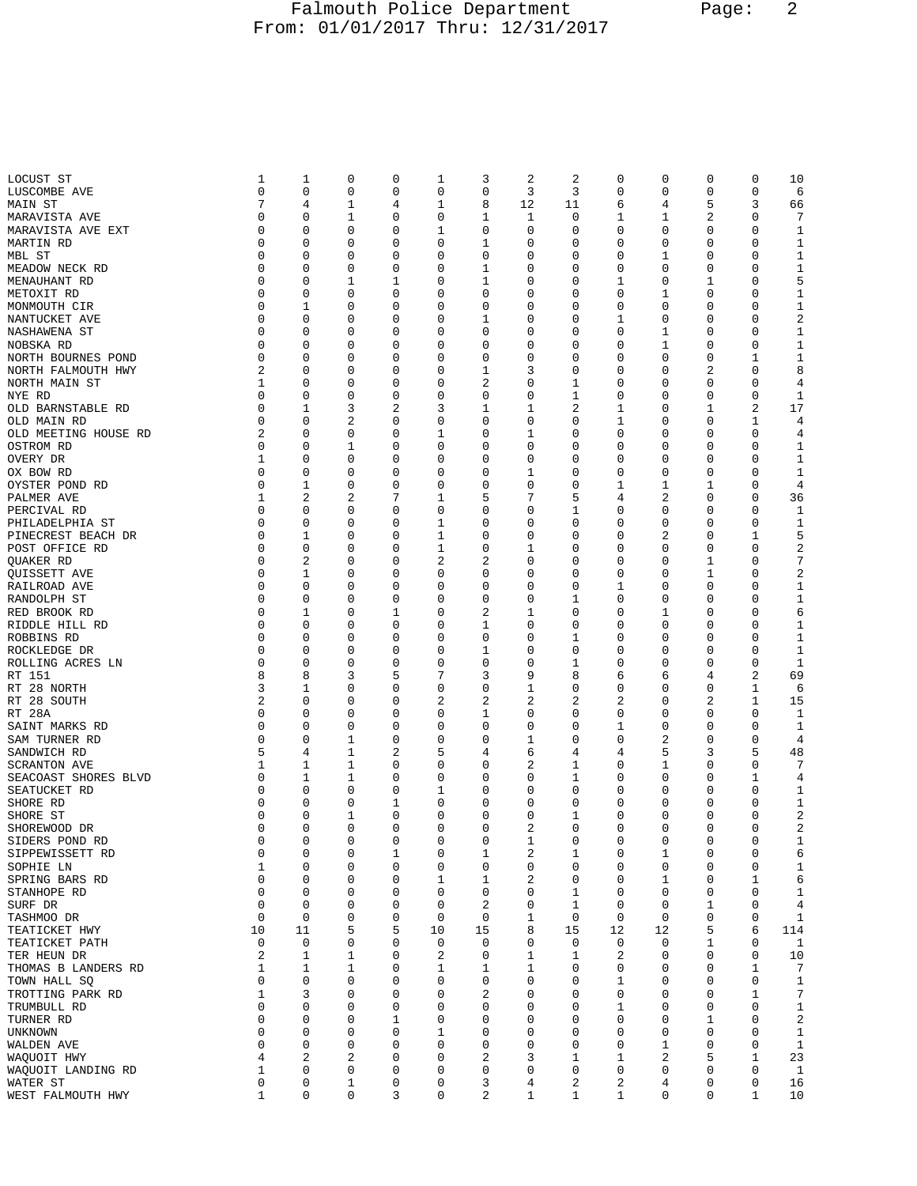| | | | | | | | | | | | | | |
|---|---|---|---|---|---|---|---|---|---|---|---|---|---|
| LOCUST ST | 1 | 1 | 0 | 0 | 1 | 3 | 2 | 2 | 0 | 0 | 0 | 0 | 10 |
| LUSCOMBE AVE | 0 | 0 | 0 | 0 | 0 | 0 | 3 | 3 | 0 | 0 | 0 | 0 | 6 |
| MAIN ST | 7 | 4 | 1 | 4 | 1 | 8 | 12 | 11 | 6 | 4 | 5 | 3 | 66 |
| MARAVISTA AVE | 0 | 0 | 1 | 0 | 0 | 1 | 1 | 0 | 1 | 1 | 2 | 0 | 7 |
| MARAVISTA AVE EXT | 0 | 0 | 0 | 0 | 1 | 0 | 0 | 0 | 0 | 0 | 0 | 0 | 1 |
| MARTIN RD | 0 | 0 | 0 | 0 | 0 | 1 | 0 | 0 | 0 | 0 | 0 | 0 | 1 |
| MBL ST | 0 | 0 | 0 | 0 | 0 | 0 | 0 | 0 | 0 | 1 | 0 | 0 | 1 |
| MEADOW NECK RD | 0 | 0 | 0 | 0 | 0 | 1 | 0 | 0 | 0 | 0 | 0 | 0 | 1 |
| MENAUHANT RD | 0 | 0 | 1 | 1 | 0 | 1 | 0 | 0 | 1 | 0 | 1 | 0 | 5 |
| METOXIT RD | 0 | 0 | 0 | 0 | 0 | 0 | 0 | 0 | 0 | 1 | 0 | 0 | 1 |
| MONMOUTH CIR | 0 | 1 | 0 | 0 | 0 | 0 | 0 | 0 | 0 | 0 | 0 | 0 | 1 |
| NANTUCKET AVE | 0 | 0 | 0 | 0 | 0 | 1 | 0 | 0 | 1 | 0 | 0 | 0 | 2 |
| NASHAWENA ST | 0 | 0 | 0 | 0 | 0 | 0 | 0 | 0 | 0 | 1 | 0 | 0 | 1 |
| NOBSKA RD | 0 | 0 | 0 | 0 | 0 | 0 | 0 | 0 | 0 | 1 | 0 | 0 | 1 |
| NORTH BOURNES POND | 0 | 0 | 0 | 0 | 0 | 0 | 0 | 0 | 0 | 0 | 0 | 1 | 1 |
| NORTH FALMOUTH HWY | 2 | 0 | 0 | 0 | 0 | 1 | 3 | 0 | 0 | 0 | 2 | 0 | 8 |
| NORTH MAIN ST | 1 | 0 | 0 | 0 | 0 | 2 | 0 | 1 | 0 | 0 | 0 | 0 | 4 |
| NYE RD | 0 | 0 | 0 | 0 | 0 | 0 | 0 | 1 | 0 | 0 | 0 | 0 | 1 |
| OLD BARNSTABLE RD | 0 | 1 | 3 | 2 | 3 | 1 | 1 | 2 | 1 | 0 | 1 | 2 | 17 |
| OLD MAIN RD | 0 | 0 | 2 | 0 | 0 | 0 | 0 | 0 | 1 | 0 | 0 | 1 | 4 |
| OLD MEETING HOUSE RD | 2 | 0 | 0 | 0 | 1 | 0 | 1 | 0 | 0 | 0 | 0 | 0 | 4 |
| OSTROM RD | 0 | 0 | 1 | 0 | 0 | 0 | 0 | 0 | 0 | 0 | 0 | 0 | 1 |
| OVERY DR | 1 | 0 | 0 | 0 | 0 | 0 | 0 | 0 | 0 | 0 | 0 | 0 | 1 |
| OX BOW RD | 0 | 0 | 0 | 0 | 0 | 0 | 1 | 0 | 0 | 0 | 0 | 0 | 1 |
| OYSTER POND RD | 0 | 1 | 0 | 0 | 0 | 0 | 0 | 0 | 1 | 1 | 1 | 0 | 4 |
| PALMER AVE | 1 | 2 | 2 | 7 | 1 | 5 | 7 | 5 | 4 | 2 | 0 | 0 | 36 |
| PERCIVAL RD | 0 | 0 | 0 | 0 | 0 | 0 | 0 | 1 | 0 | 0 | 0 | 0 | 1 |
| PHILADELPHIA ST | 0 | 0 | 0 | 0 | 1 | 0 | 0 | 0 | 0 | 0 | 0 | 0 | 1 |
| PINECREST BEACH DR | 0 | 1 | 0 | 0 | 1 | 0 | 0 | 0 | 0 | 2 | 0 | 1 | 5 |
| POST OFFICE RD | 0 | 0 | 0 | 0 | 1 | 0 | 1 | 0 | 0 | 0 | 0 | 0 | 2 |
| QUAKER RD | 0 | 2 | 0 | 0 | 2 | 2 | 0 | 0 | 0 | 0 | 1 | 0 | 7 |
| QUISSETT AVE | 0 | 1 | 0 | 0 | 0 | 0 | 0 | 0 | 0 | 0 | 1 | 0 | 2 |
| RAILROAD AVE | 0 | 0 | 0 | 0 | 0 | 0 | 0 | 0 | 1 | 0 | 0 | 0 | 1 |
| RANDOLPH ST | 0 | 0 | 0 | 0 | 0 | 0 | 0 | 1 | 0 | 0 | 0 | 0 | 1 |
| RED BROOK RD | 0 | 1 | 0 | 1 | 0 | 2 | 1 | 0 | 0 | 1 | 0 | 0 | 6 |
| RIDDLE HILL RD | 0 | 0 | 0 | 0 | 0 | 1 | 0 | 0 | 0 | 0 | 0 | 0 | 1 |
| ROBBINS RD | 0 | 0 | 0 | 0 | 0 | 0 | 0 | 1 | 0 | 0 | 0 | 0 | 1 |
| ROCKLEDGE DR | 0 | 0 | 0 | 0 | 0 | 1 | 0 | 0 | 0 | 0 | 0 | 0 | 1 |
| ROLLING ACRES LN | 0 | 0 | 0 | 0 | 0 | 0 | 0 | 1 | 0 | 0 | 0 | 0 | 1 |
| RT 151 | 8 | 8 | 3 | 5 | 7 | 3 | 9 | 8 | 6 | 6 | 4 | 2 | 69 |
| RT 28 NORTH | 3 | 1 | 0 | 0 | 0 | 0 | 1 | 0 | 0 | 0 | 0 | 1 | 6 |
| RT 28 SOUTH | 2 | 0 | 0 | 0 | 2 | 2 | 2 | 2 | 2 | 0 | 2 | 1 | 15 |
| RT 28A | 0 | 0 | 0 | 0 | 0 | 1 | 0 | 0 | 0 | 0 | 0 | 0 | 1 |
| SAINT MARKS RD | 0 | 0 | 0 | 0 | 0 | 0 | 0 | 0 | 1 | 0 | 0 | 0 | 1 |
| SAM TURNER RD | 0 | 0 | 1 | 0 | 0 | 0 | 1 | 0 | 0 | 2 | 0 | 0 | 4 |
| SANDWICH RD | 5 | 4 | 1 | 2 | 5 | 4 | 6 | 4 | 4 | 5 | 3 | 5 | 48 |
| SCRANTON AVE | 1 | 1 | 1 | 0 | 0 | 0 | 2 | 1 | 0 | 1 | 0 | 0 | 7 |
| SEACOAST SHORES BLVD | 0 | 1 | 1 | 0 | 0 | 0 | 0 | 1 | 0 | 0 | 0 | 1 | 4 |
| SEATUCKET RD | 0 | 0 | 0 | 0 | 1 | 0 | 0 | 0 | 0 | 0 | 0 | 0 | 1 |
| SHORE RD | 0 | 0 | 0 | 1 | 0 | 0 | 0 | 0 | 0 | 0 | 0 | 0 | 1 |
| SHORE ST | 0 | 0 | 1 | 0 | 0 | 0 | 0 | 1 | 0 | 0 | 0 | 0 | 2 |
| SHOREWOOD DR | 0 | 0 | 0 | 0 | 0 | 0 | 2 | 0 | 0 | 0 | 0 | 0 | 2 |
| SIDERS POND RD | 0 | 0 | 0 | 0 | 0 | 0 | 1 | 0 | 0 | 0 | 0 | 0 | 1 |
| SIPPEWISSETT RD | 0 | 0 | 0 | 1 | 0 | 1 | 2 | 1 | 0 | 1 | 0 | 0 | 6 |
| SOPHIE LN | 1 | 0 | 0 | 0 | 0 | 0 | 0 | 0 | 0 | 0 | 0 | 0 | 1 |
| SPRING BARS RD | 0 | 0 | 0 | 0 | 1 | 1 | 2 | 0 | 0 | 1 | 0 | 1 | 6 |
| STANHOPE RD | 0 | 0 | 0 | 0 | 0 | 0 | 0 | 1 | 0 | 0 | 0 | 0 | 1 |
| SURF DR | 0 | 0 | 0 | 0 | 0 | 2 | 0 | 1 | 0 | 0 | 1 | 0 | 4 |
| TASHMOO DR | 0 | 0 | 0 | 0 | 0 | 0 | 1 | 0 | 0 | 0 | 0 | 0 | 1 |
| TEATICKET HWY | 10 | 11 | 5 | 5 | 10 | 15 | 8 | 15 | 12 | 12 | 5 | 6 | 114 |
| TEATICKET PATH | 0 | 0 | 0 | 0 | 0 | 0 | 0 | 0 | 0 | 0 | 1 | 0 | 1 |
| TER HEUN DR | 2 | 1 | 1 | 0 | 2 | 0 | 1 | 1 | 2 | 0 | 0 | 0 | 10 |
| THOMAS B LANDERS RD | 1 | 1 | 1 | 0 | 1 | 1 | 1 | 0 | 0 | 0 | 0 | 1 | 7 |
| TOWN HALL SQ | 0 | 0 | 0 | 0 | 0 | 0 | 0 | 0 | 1 | 0 | 0 | 0 | 1 |
| TROTTING PARK RD | 1 | 3 | 0 | 0 | 0 | 2 | 0 | 0 | 0 | 0 | 0 | 1 | 7 |
| TRUMBULL RD | 0 | 0 | 0 | 0 | 0 | 0 | 0 | 0 | 1 | 0 | 0 | 0 | 1 |
| TURNER RD | 0 | 0 | 0 | 1 | 0 | 0 | 0 | 0 | 0 | 0 | 1 | 0 | 2 |
| UNKNOWN | 0 | 0 | 0 | 0 | 1 | 0 | 0 | 0 | 0 | 0 | 0 | 0 | 1 |
| WALDEN AVE | 0 | 0 | 0 | 0 | 0 | 0 | 0 | 0 | 0 | 1 | 0 | 0 | 1 |
| WAQUOIT HWY | 4 | 2 | 2 | 0 | 0 | 2 | 3 | 1 | 1 | 2 | 5 | 1 | 23 |
| WAQUOIT LANDING RD | 1 | 0 | 0 | 0 | 0 | 0 | 0 | 0 | 0 | 0 | 0 | 0 | 1 |
| WATER ST | 0 | 0 | 1 | 0 | 0 | 3 | 4 | 2 | 2 | 4 | 0 | 0 | 16 |
| WEST FALMOUTH HWY | 1 | 0 | 0 | 3 | 0 | 2 | 1 | 1 | 1 | 0 | 0 | 1 | 10 |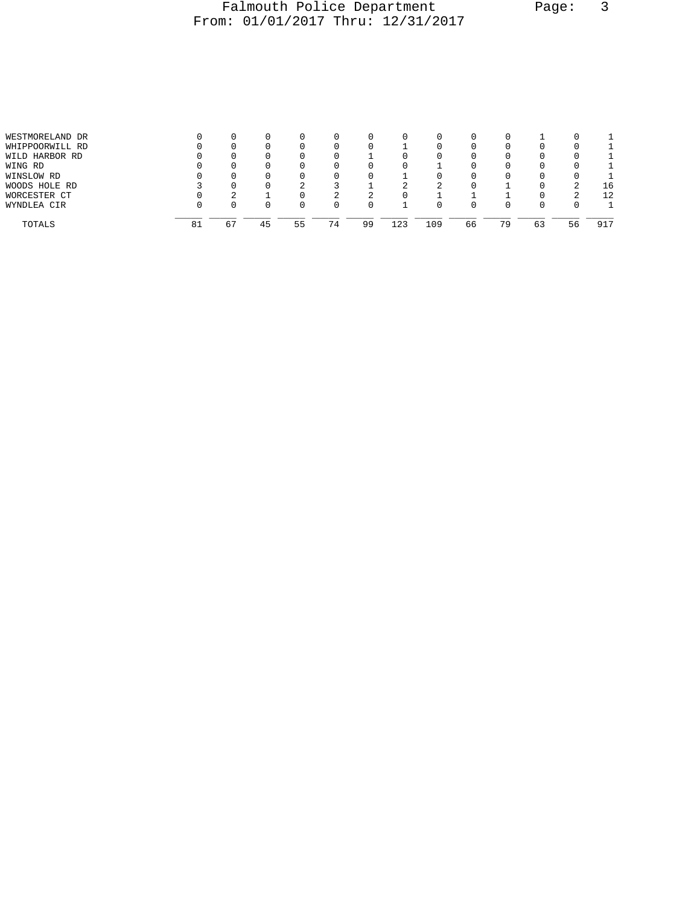| | | | | | | | | | | | | | |
|---|---|---|---|---|---|---|---|---|---|---|---|---|---|
| WESTMORELAND DR | 0 | 0 | 0 | 0 | 0 | 0 | 0 | 0 | 0 | 0 | 1 | 0 | 1 |
| WHIPPOORWILL RD | 0 | 0 | 0 | 0 | 0 | 0 | 1 | 0 | 0 | 0 | 0 | 0 | 1 |
| WILD HARBOR RD | 0 | 0 | 0 | 0 | 0 | 1 | 0 | 0 | 0 | 0 | 0 | 0 | 1 |
| WING RD | 0 | 0 | 0 | 0 | 0 | 0 | 0 | 1 | 0 | 0 | 0 | 0 | 1 |
| WINSLOW RD | 0 | 0 | 0 | 0 | 0 | 0 | 1 | 0 | 0 | 0 | 0 | 0 | 1 |
| WOODS HOLE RD | 3 | 0 | 0 | 2 | 3 | 1 | 2 | 2 | 0 | 1 | 0 | 2 | 16 |
| WORCESTER CT | 0 | 2 | 1 | 0 | 2 | 2 | 0 | 1 | 1 | 1 | 0 | 2 | 12 |
| WYNDLEA CIR | 0 | 0 | 0 | 0 | 0 | 0 | 1 | 0 | 0 | 0 | 0 | 0 | 1 |
| TOTALS | 81 | 67 | 45 | 55 | 74 | 99 | 123 | 109 | 66 | 79 | 63 | 56 | 917 |